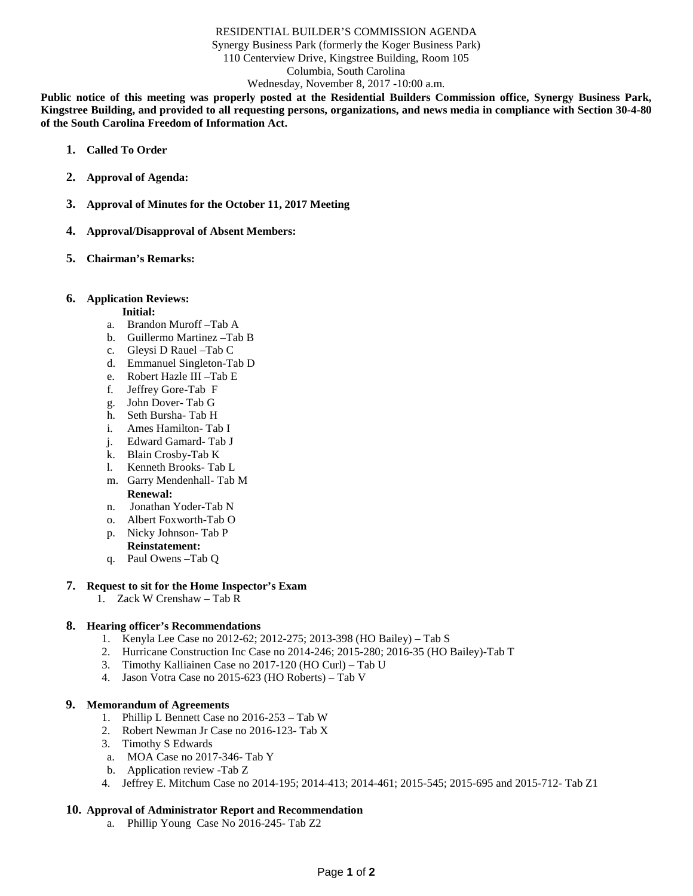RESIDENTIAL BUILDER'S COMMISSION AGENDA
Synergy Business Park (formerly the Koger Business Park)
110 Centerview Drive, Kingstree Building, Room 105
Columbia, South Carolina
Wednesday, November 8, 2017 -10:00 a.m.

**Public notice of this meeting was properly posted at the Residential Builders Commission office, Synergy Business Park, Kingstree Building, and provided to all requesting persons, organizations, and news media in compliance with Section 30-4-80 of the South Carolina Freedom of Information Act.**

1. **Called To Order**

2. **Approval of Agenda:**

3. **Approval of Minutes for the October 11, 2017 Meeting**

4. **Approval/Disapproval of Absent Members:**

5. **Chairman's Remarks:**

6. **Application Reviews:**

   **Initial:**
   - a. Brandon Muroff –Tab A
   - b. Guillermo Martinez –Tab B
   - c. Gleysi D Rauel –Tab C
   - d. Emmanuel Singleton-Tab D
   - e. Robert Hazle III –Tab E
   - f. Jeffrey Gore-Tab F
   - g. John Dover- Tab G
   - h. Seth Bursha- Tab H
   - i. Ames Hamilton- Tab I
   - j. Edward Gamard- Tab J
   - k. Blain Crosby-Tab K
   - l. Kenneth Brooks- Tab L
   - m. Garry Mendenhall- Tab M

   **Renewal:**
   - n. Jonathan Yoder-Tab N
   - o. Albert Foxworth-Tab O
   - p. Nicky Johnson- Tab P

   **Reinstatement:**
   - q. Paul Owens –Tab Q

7. **Request to sit for the Home Inspector's Exam**
   1. Zack W Crenshaw – Tab R

8. **Hearing officer's Recommendations**
   1. Kenyla Lee Case no 2012-62; 2012-275; 2013-398 (HO Bailey) – Tab S
   2. Hurricane Construction Inc Case no 2014-246; 2015-280; 2016-35 (HO Bailey)-Tab T
   3. Timothy Kalliainen Case no 2017-120 (HO Curl) – Tab U
   4. Jason Votra Case no 2015-623 (HO Roberts) – Tab V

9. **Memorandum of Agreements**
   1. Phillip L Bennett Case no 2016-253 – Tab W
   2. Robert Newman Jr Case no 2016-123- Tab X
   3. Timothy S Edwards
      - a. MOA Case no 2017-346- Tab Y
      - b. Application review -Tab Z
   4. Jeffrey E. Mitchum Case no 2014-195; 2014-413; 2014-461; 2015-545; 2015-695 and 2015-712- Tab Z1

10. **Approval of Administrator Report and Recommendation**
    - a. Phillip Young Case No 2016-245- Tab Z2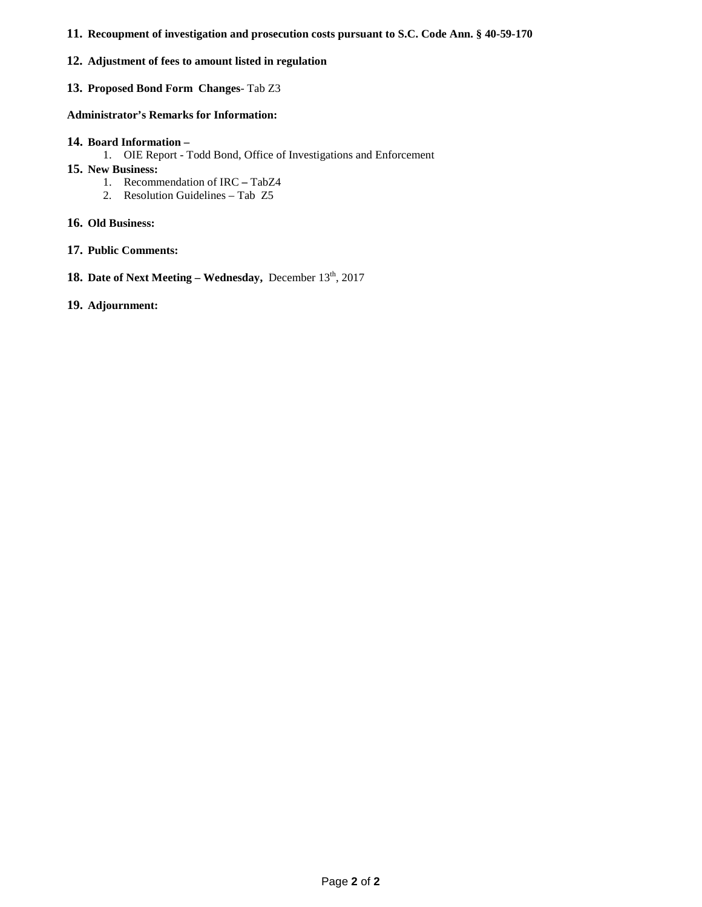**11. Recoupment of investigation and prosecution costs pursuant to S.C. Code Ann. § 40-59-170**

**12. Adjustment of fees to amount listed in regulation**

**13. Proposed Bond Form Changes**- Tab Z3

**Administrator's Remarks for Information:**

**14. Board Information –**

1. OIE Report - Todd Bond, Office of Investigations and Enforcement

**15. New Business:**

1. Recommendation of IRC – TabZ4
2. Resolution Guidelines – Tab Z5

**16. Old Business:**

**17. Public Comments:**

**18. Date of Next Meeting – Wednesday,** December 13th, 2017

**19. Adjournment:**